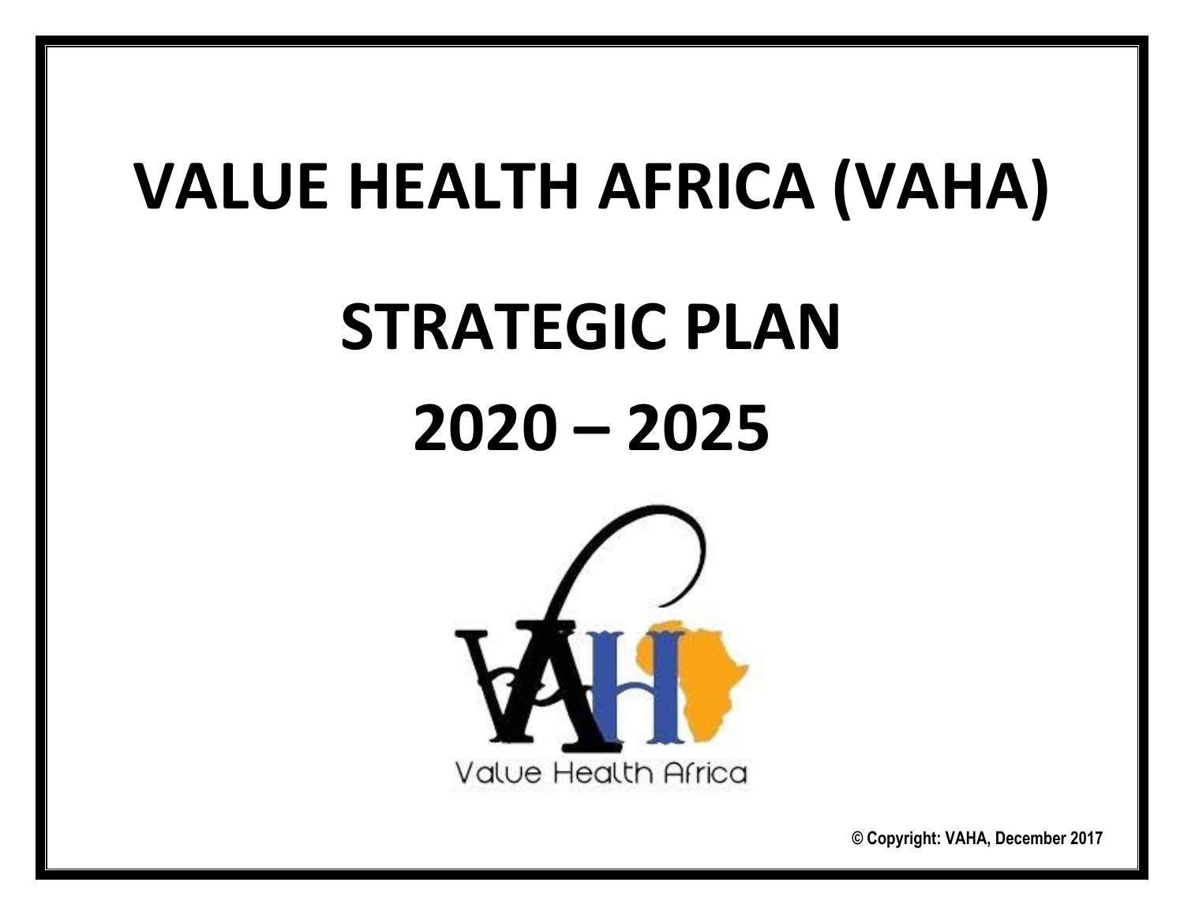# VALUE HEALTH AFRICA (VAHA)

# STRATEGIC PLAN

# 2020 – 2025

Value Health Africa

**© Copyright: VAHA, December 2017**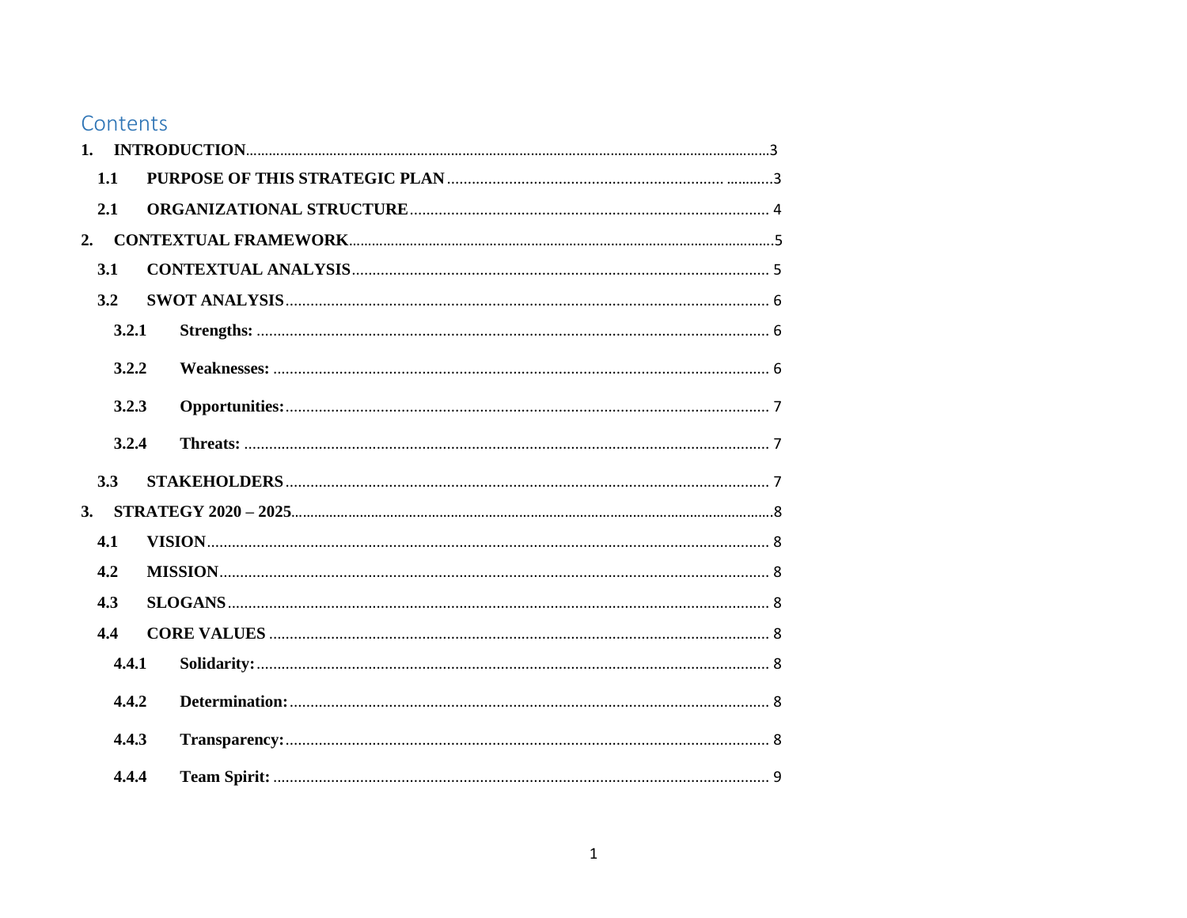## Contents

1. **INTRODUCTION** ... 3
   - 1.1 **PURPOSE OF THIS STRATEGIC PLAN** ... 3
   - 2.1 **ORGANIZATIONAL STRUCTURE** ... 4
2. **CONTEXTUAL FRAMEWORK** ... 5
   - 3.1 **CONTEXTUAL ANALYSIS** ... 5
   - 3.2 **SWOT ANALYSIS** ... 6
     - 3.2.1 **Strengths:** ... 6
     - 3.2.2 **Weaknesses:** ... 6
     - 3.2.3 **Opportunities:** ... 7
     - 3.2.4 **Threats:** ... 7
   - 3.3 **STAKEHOLDERS** ... 7
3. **STRATEGY 2020 – 2025** ... 8
   - 4.1 **VISION** ... 8
   - 4.2 **MISSION** ... 8
   - 4.3 **SLOGANS** ... 8
   - 4.4 **CORE VALUES** ... 8
     - 4.4.1 **Solidarity:** ... 8
     - 4.4.2 **Determination:** ... 8
     - 4.4.3 **Transparency:** ... 8
     - 4.4.4 **Team Spirit:** ... 9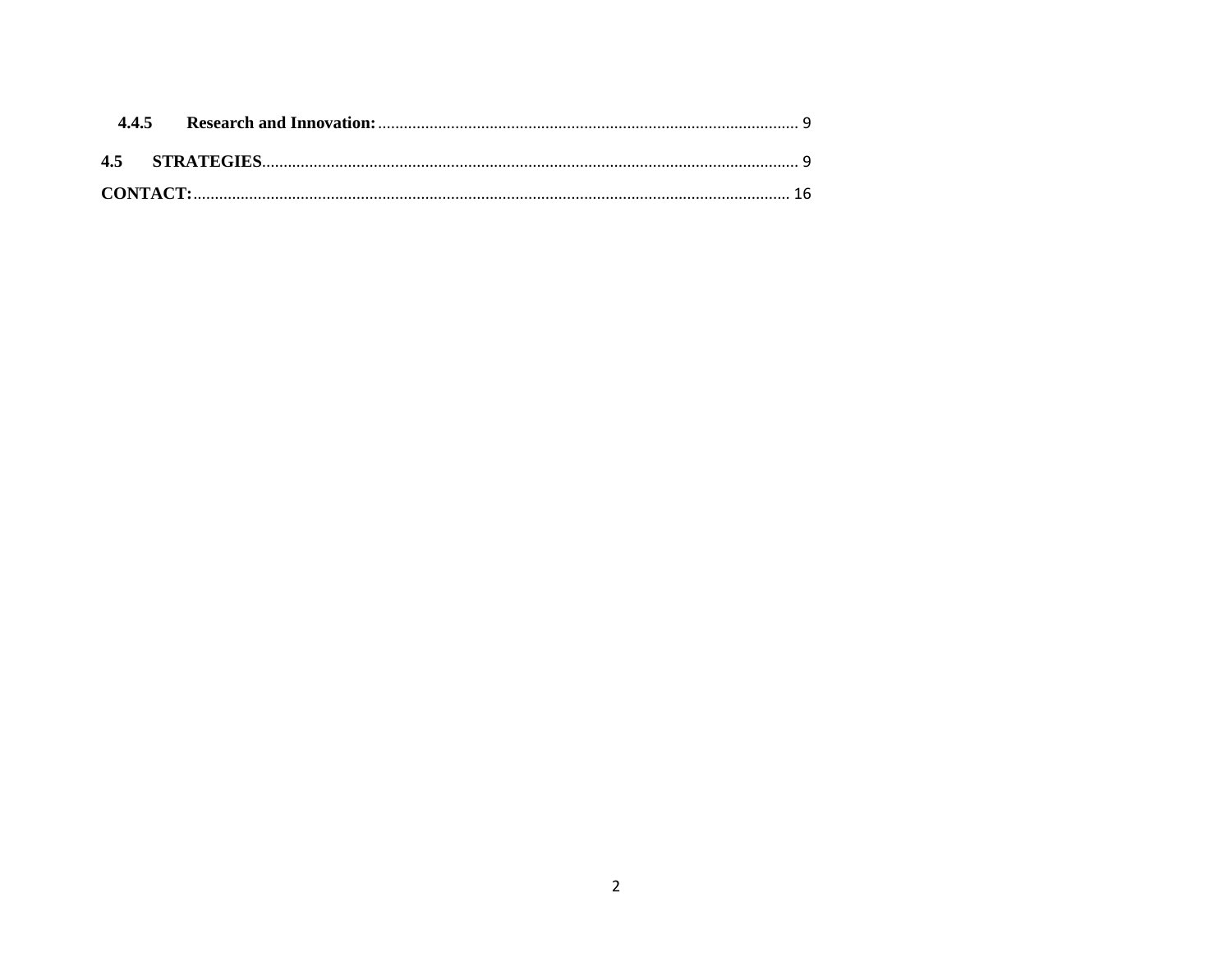4.4.5 **Research and Innovation:** ........................................................................................ 9

**4.5 STRATEGIES**........................................................................................................................ 9

**CONTACT:**.................................................................................................................................... 16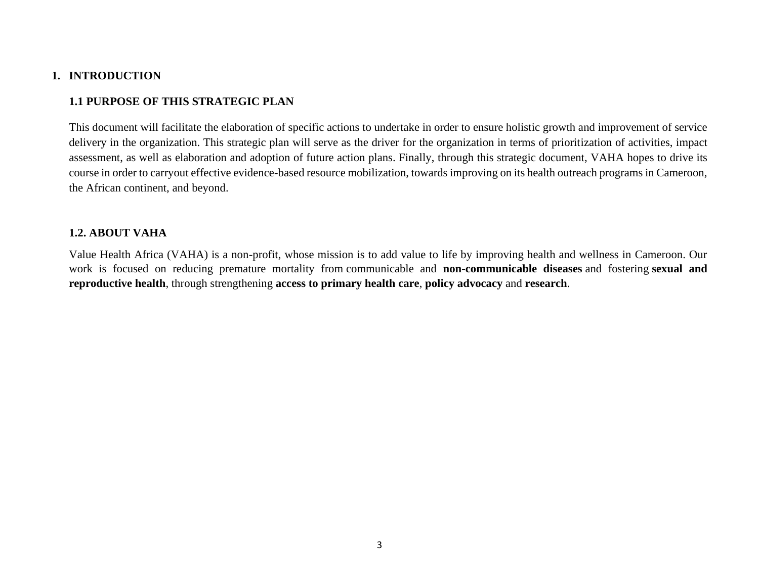# 1. INTRODUCTION

## 1.1 PURPOSE OF THIS STRATEGIC PLAN

This document will facilitate the elaboration of specific actions to undertake in order to ensure holistic growth and improvement of service delivery in the organization. This strategic plan will serve as the driver for the organization in terms of prioritization of activities, impact assessment, as well as elaboration and adoption of future action plans. Finally, through this strategic document, VAHA hopes to drive its course in order to carryout effective evidence-based resource mobilization, towards improving on its health outreach programs in Cameroon, the African continent, and beyond.

## 1.2. ABOUT VAHA

Value Health Africa (VAHA) is a non-profit, whose mission is to add value to life by improving health and wellness in Cameroon. Our work is focused on reducing premature mortality from communicable and **non-communicable diseases** and fostering **sexual and reproductive health**, through strengthening **access to primary health care**, **policy advocacy** and **research**.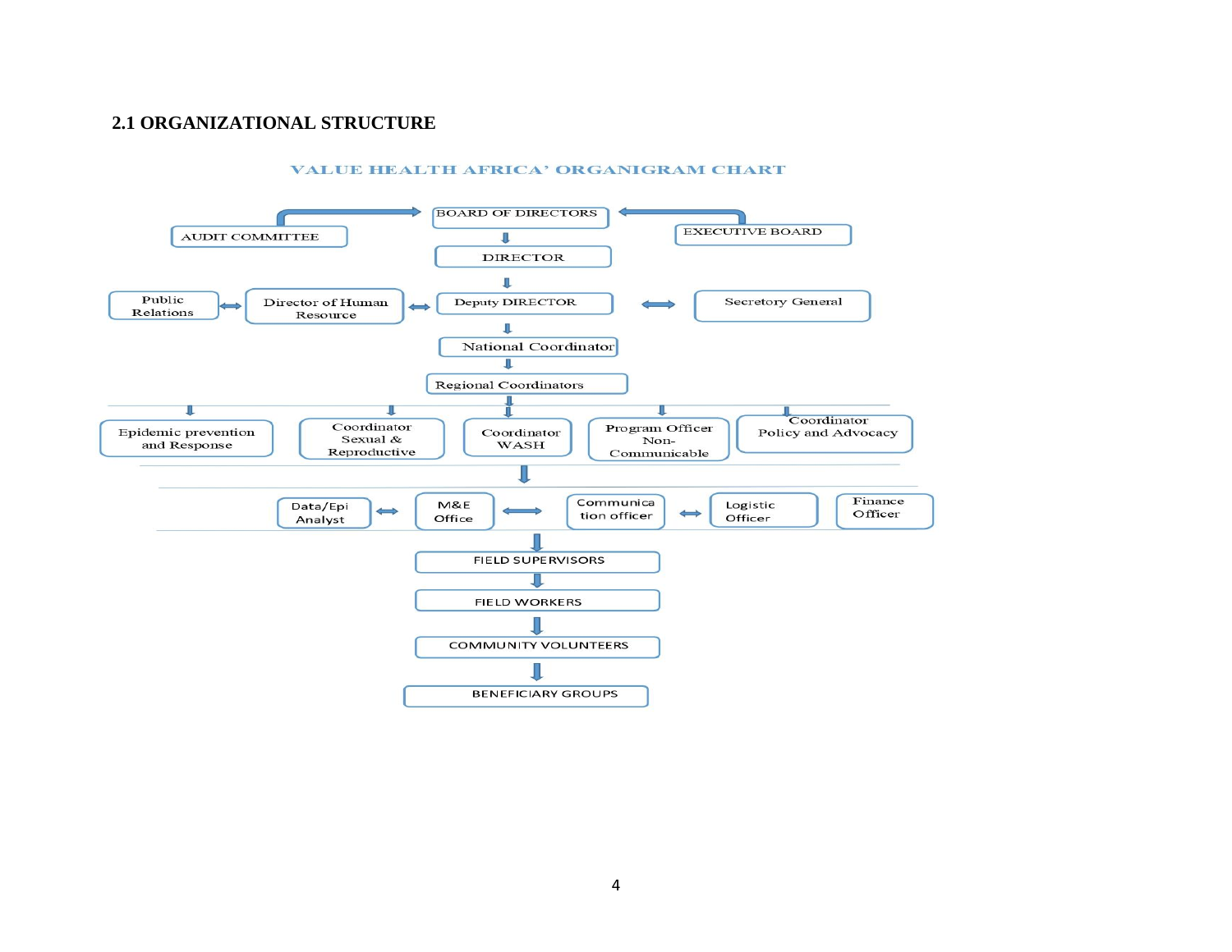## 2.1 ORGANIZATIONAL STRUCTURE

VALUE HEALTH AFRICA' ORGANIGRAM CHART

AUDIT COMMITTEE → BOARD OF DIRECTORS ← EXECUTIVE BOARD

BOARD OF DIRECTORS ↓ DIRECTOR ↓ Deputy DIRECTOR

Public Relations ↔ Director of Human Resource ↔ Deputy DIRECTOR ↔ Secretory General

Deputy DIRECTOR ↓ National Coordinator ↓ Regional Coordinators

Regional Coordinators ↓

- Epidemic prevention and Response
- Coordinator Sexual & Reproductive
- Coordinator WASH
- Program Officer Non-Communicable
- Coordinator Policy and Advocacy

↓

Data/Epi Analyst ↔ M&E Office ↔ Communication officer ↔ Logistic Officer; Finance Officer

↓ FIELD SUPERVISORS ↓ FIELD WORKERS ↓ COMMUNITY VOLUNTEERS ↓ BENEFICIARY GROUPS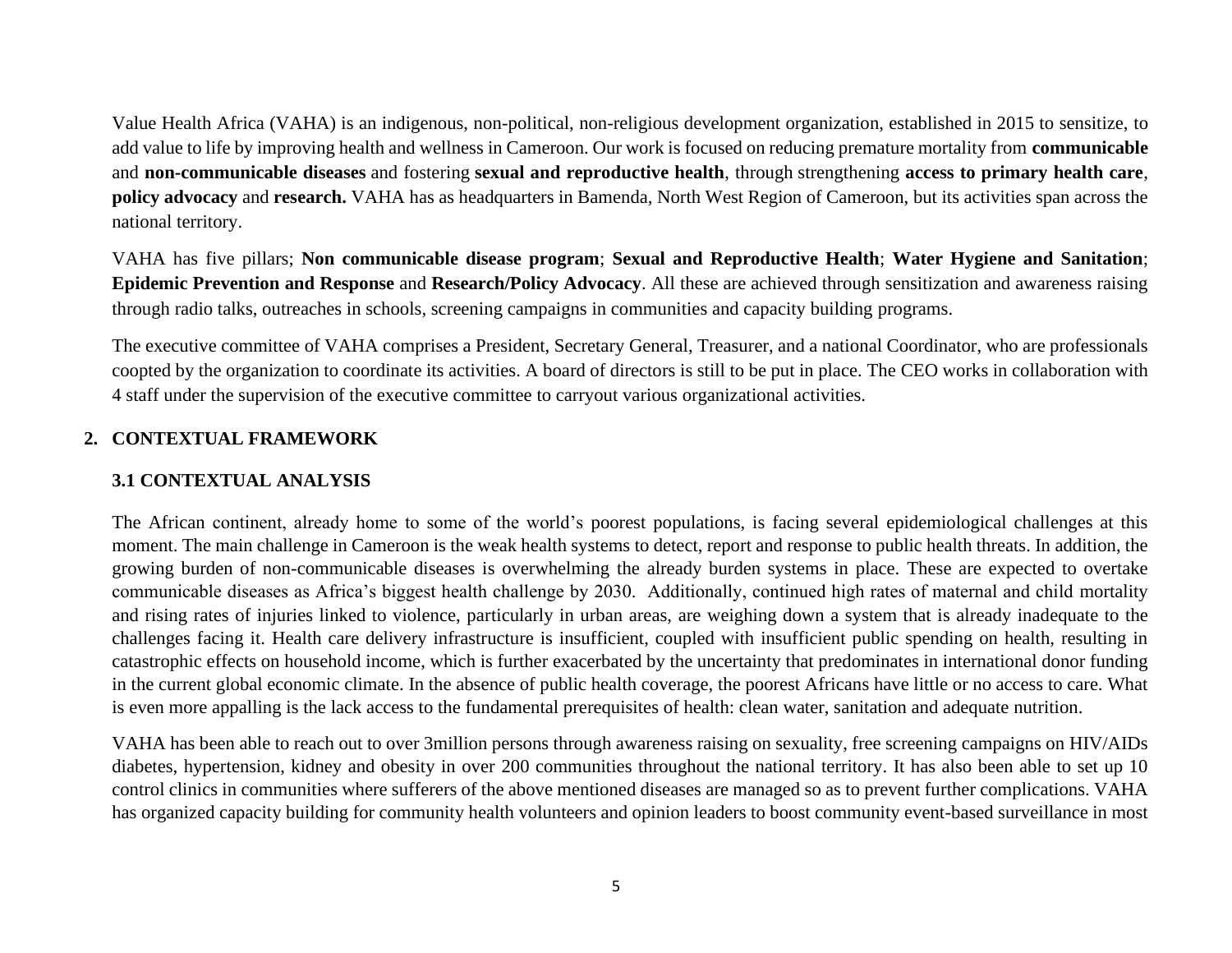Value Health Africa (VAHA) is an indigenous, non-political, non-religious development organization, established in 2015 to sensitize, to add value to life by improving health and wellness in Cameroon. Our work is focused on reducing premature mortality from **communicable** and **non-communicable diseases** and fostering **sexual and reproductive health**, through strengthening **access to primary health care**, **policy advocacy** and **research.** VAHA has as headquarters in Bamenda, North West Region of Cameroon, but its activities span across the national territory.

VAHA has five pillars; **Non communicable disease program**; **Sexual and Reproductive Health**; **Water Hygiene and Sanitation**; **Epidemic Prevention and Response** and **Research/Policy Advocacy**. All these are achieved through sensitization and awareness raising through radio talks, outreaches in schools, screening campaigns in communities and capacity building programs.

The executive committee of VAHA comprises a President, Secretary General, Treasurer, and a national Coordinator, who are professionals coopted by the organization to coordinate its activities. A board of directors is still to be put in place. The CEO works in collaboration with 4 staff under the supervision of the executive committee to carryout various organizational activities.

## 2. CONTEXTUAL FRAMEWORK

### 3.1 CONTEXTUAL ANALYSIS

The African continent, already home to some of the world's poorest populations, is facing several epidemiological challenges at this moment. The main challenge in Cameroon is the weak health systems to detect, report and response to public health threats. In addition, the growing burden of non-communicable diseases is overwhelming the already burden systems in place. These are expected to overtake communicable diseases as Africa's biggest health challenge by 2030. Additionally, continued high rates of maternal and child mortality and rising rates of injuries linked to violence, particularly in urban areas, are weighing down a system that is already inadequate to the challenges facing it. Health care delivery infrastructure is insufficient, coupled with insufficient public spending on health, resulting in catastrophic effects on household income, which is further exacerbated by the uncertainty that predominates in international donor funding in the current global economic climate. In the absence of public health coverage, the poorest Africans have little or no access to care. What is even more appalling is the lack access to the fundamental prerequisites of health: clean water, sanitation and adequate nutrition.

VAHA has been able to reach out to over 3million persons through awareness raising on sexuality, free screening campaigns on HIV/AIDs diabetes, hypertension, kidney and obesity in over 200 communities throughout the national territory. It has also been able to set up 10 control clinics in communities where sufferers of the above mentioned diseases are managed so as to prevent further complications. VAHA has organized capacity building for community health volunteers and opinion leaders to boost community event-based surveillance in most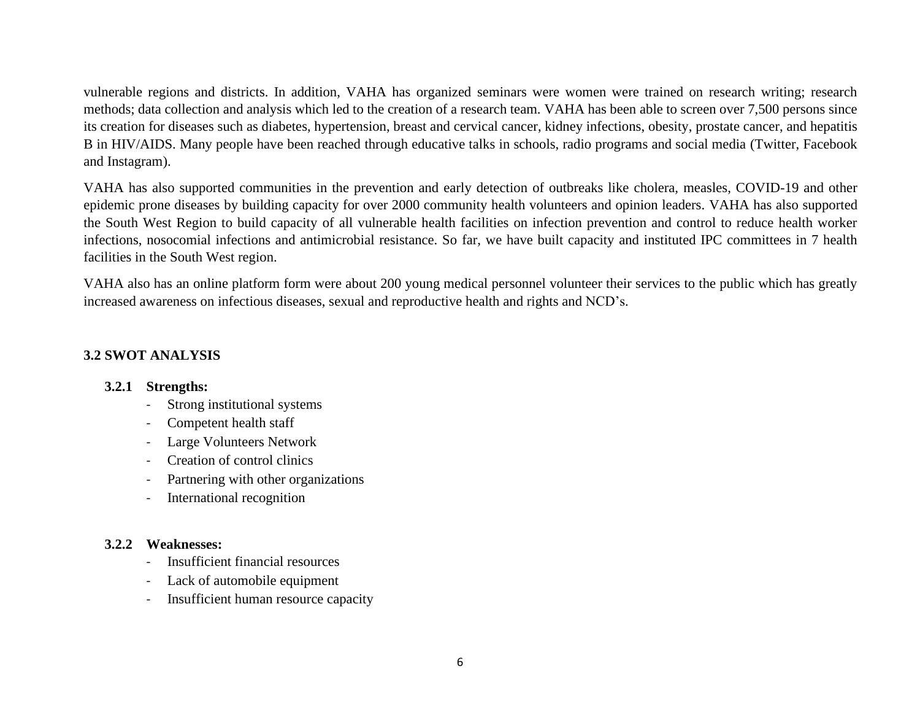vulnerable regions and districts. In addition, VAHA has organized seminars were women were trained on research writing; research methods; data collection and analysis which led to the creation of a research team. VAHA has been able to screen over 7,500 persons since its creation for diseases such as diabetes, hypertension, breast and cervical cancer, kidney infections, obesity, prostate cancer, and hepatitis B in HIV/AIDS. Many people have been reached through educative talks in schools, radio programs and social media (Twitter, Facebook and Instagram).

VAHA has also supported communities in the prevention and early detection of outbreaks like cholera, measles, COVID-19 and other epidemic prone diseases by building capacity for over 2000 community health volunteers and opinion leaders. VAHA has also supported the South West Region to build capacity of all vulnerable health facilities on infection prevention and control to reduce health worker infections, nosocomial infections and antimicrobial resistance. So far, we have built capacity and instituted IPC committees in 7 health facilities in the South West region.

VAHA also has an online platform form were about 200 young medical personnel volunteer their services to the public which has greatly increased awareness on infectious diseases, sexual and reproductive health and rights and NCD's.

## 3.2 SWOT ANALYSIS

### 3.2.1 Strengths:

- Strong institutional systems
- Competent health staff
- Large Volunteers Network
- Creation of control clinics
- Partnering with other organizations
- International recognition

### 3.2.2 Weaknesses:

- Insufficient financial resources
- Lack of automobile equipment
- Insufficient human resource capacity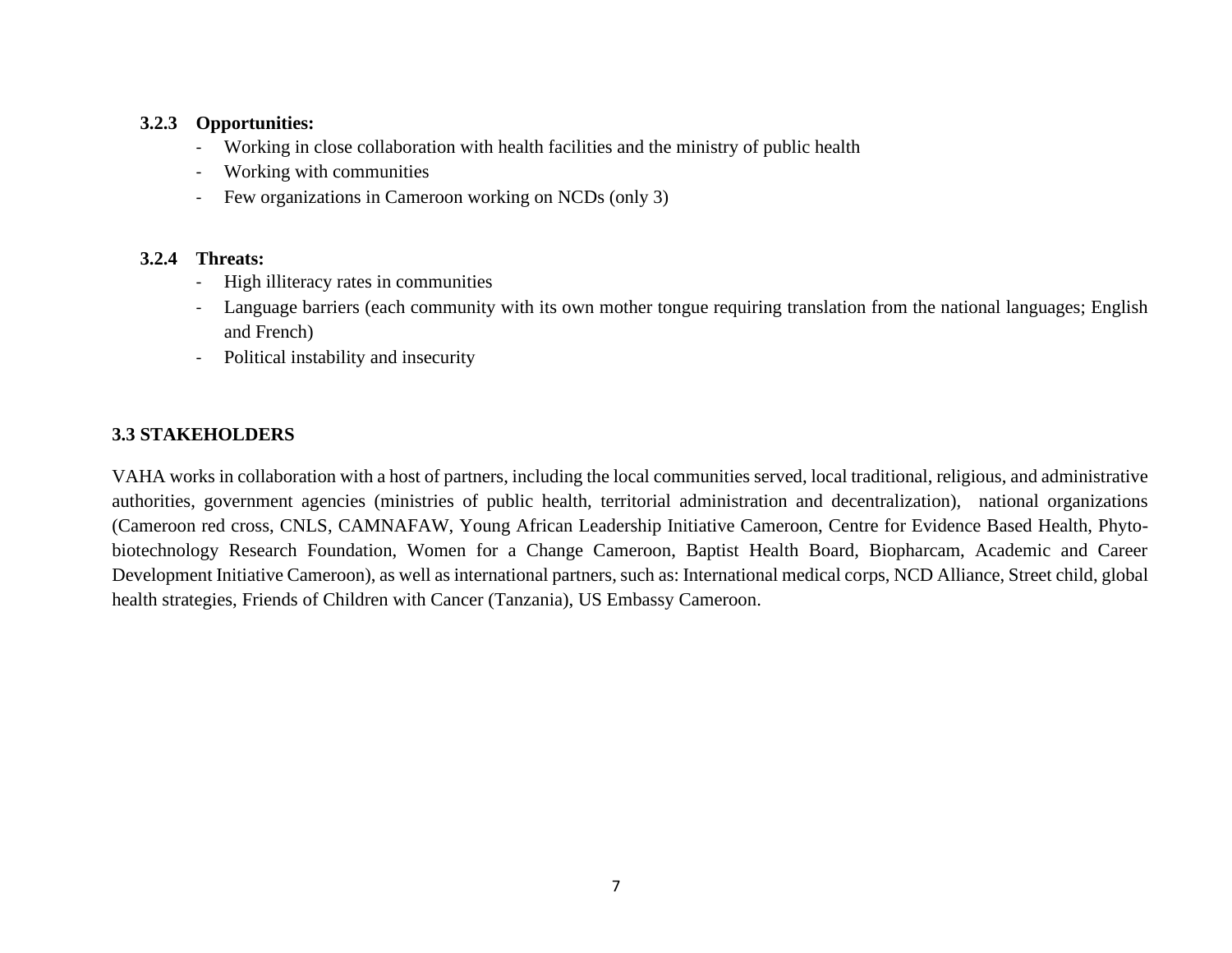### 3.2.3 Opportunities:

- Working in close collaboration with health facilities and the ministry of public health
- Working with communities
- Few organizations in Cameroon working on NCDs (only 3)

### 3.2.4 Threats:

- High illiteracy rates in communities
- Language barriers (each community with its own mother tongue requiring translation from the national languages; English and French)
- Political instability and insecurity

## 3.3 STAKEHOLDERS

VAHA works in collaboration with a host of partners, including the local communities served, local traditional, religious, and administrative authorities, government agencies (ministries of public health, territorial administration and decentralization), national organizations (Cameroon red cross, CNLS, CAMNAFAW, Young African Leadership Initiative Cameroon, Centre for Evidence Based Health, Phyto-biotechnology Research Foundation, Women for a Change Cameroon, Baptist Health Board, Biopharcam, Academic and Career Development Initiative Cameroon), as well as international partners, such as: International medical corps, NCD Alliance, Street child, global health strategies, Friends of Children with Cancer (Tanzania), US Embassy Cameroon.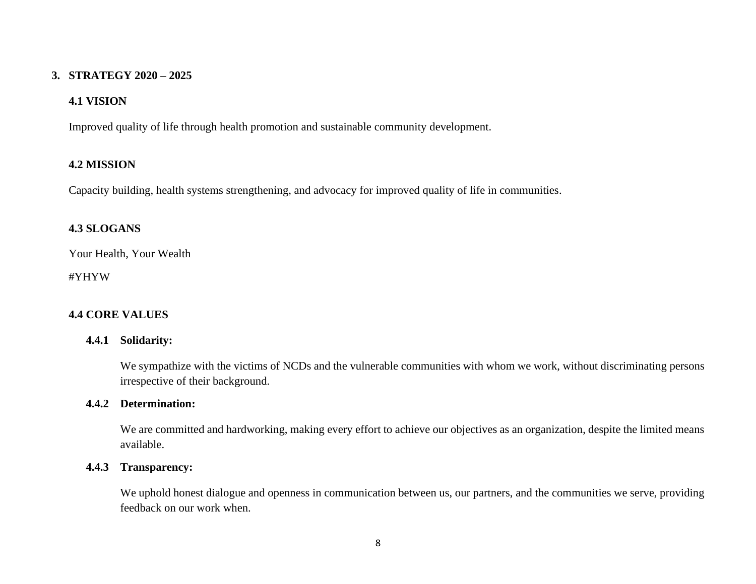# 3. STRATEGY 2020 – 2025

## 4.1 VISION

Improved quality of life through health promotion and sustainable community development.

## 4.2 MISSION

Capacity building, health systems strengthening, and advocacy for improved quality of life in communities.

## 4.3 SLOGANS

Your Health, Your Wealth

#YHYW

## 4.4 CORE VALUES

### 4.4.1 Solidarity:

We sympathize with the victims of NCDs and the vulnerable communities with whom we work, without discriminating persons irrespective of their background.

### 4.4.2 Determination:

We are committed and hardworking, making every effort to achieve our objectives as an organization, despite the limited means available.

### 4.4.3 Transparency:

We uphold honest dialogue and openness in communication between us, our partners, and the communities we serve, providing feedback on our work when.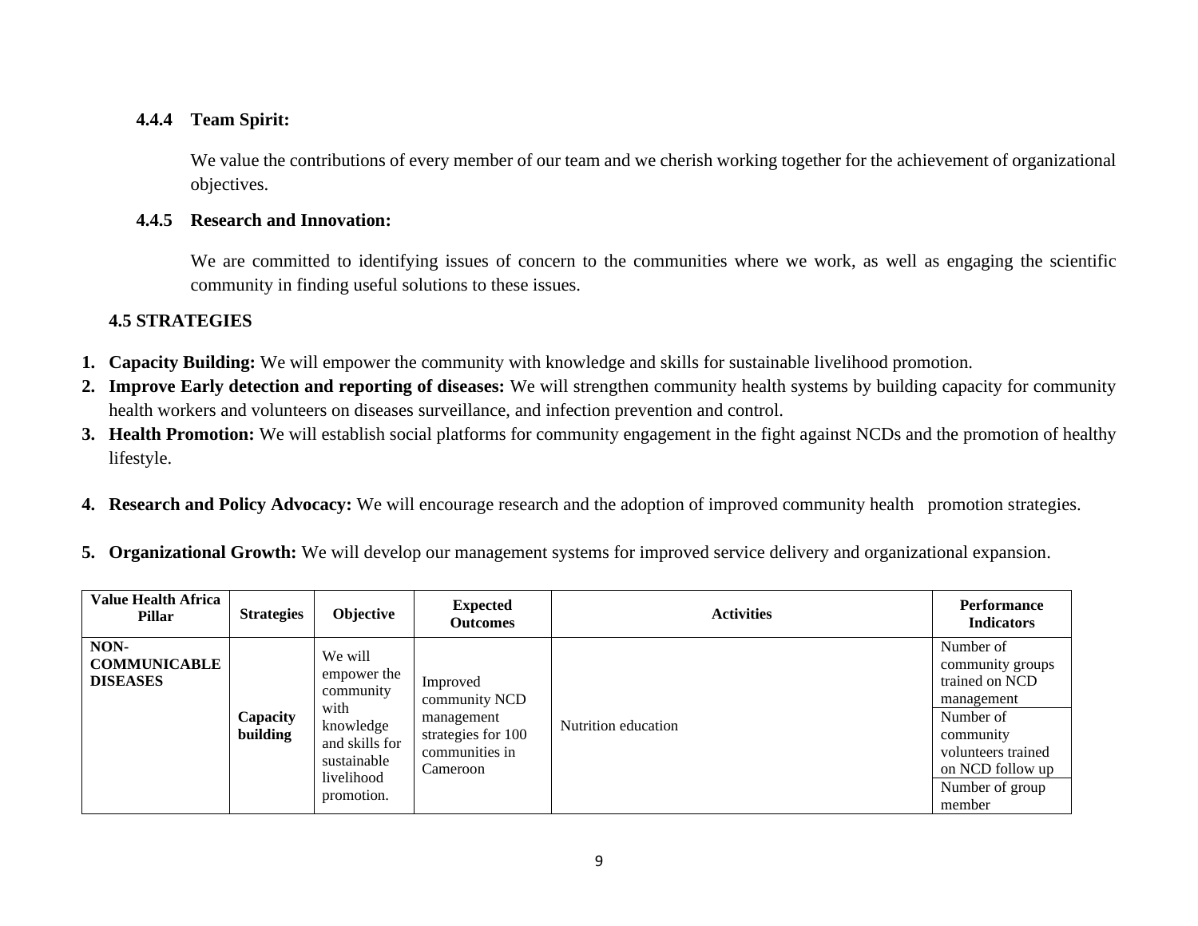#### 4.4.4 Team Spirit:

We value the contributions of every member of our team and we cherish working together for the achievement of organizational objectives.

#### 4.4.5 Research and Innovation:

We are committed to identifying issues of concern to the communities where we work, as well as engaging the scientific community in finding useful solutions to these issues.

### 4.5 STRATEGIES

1. **Capacity Building:** We will empower the community with knowledge and skills for sustainable livelihood promotion.
2. **Improve Early detection and reporting of diseases:** We will strengthen community health systems by building capacity for community health workers and volunteers on diseases surveillance, and infection prevention and control.
3. **Health Promotion:** We will establish social platforms for community engagement in the fight against NCDs and the promotion of healthy lifestyle.
4. **Research and Policy Advocacy:** We will encourage research and the adoption of improved community health promotion strategies.
5. **Organizational Growth:** We will develop our management systems for improved service delivery and organizational expansion.

| Value Health Africa Pillar | Strategies | Objective | Expected Outcomes | Activities | Performance Indicators |
|---|---|---|---|---|---|
| **NON-COMMUNICABLE DISEASES** | **Capacity building** | We will empower the community with knowledge and skills for sustainable livelihood promotion. | Improved community NCD management strategies for 100 communities in Cameroon | Nutrition education | Number of community groups trained on NCD management |
| | | | | | Number of community volunteers trained on NCD follow up |
| | | | | | Number of group member |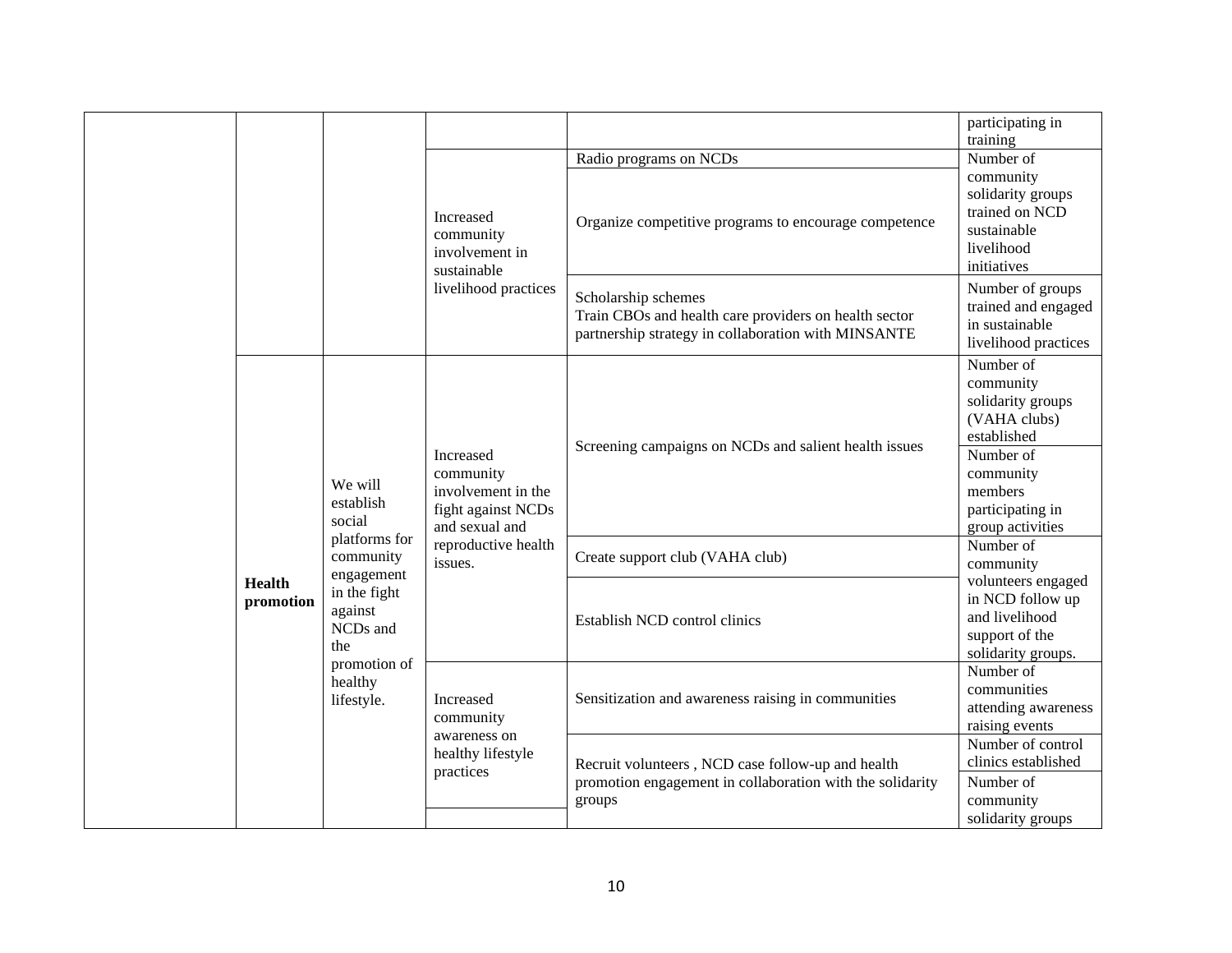| | | | | | |
|---|---|---|---|---|---|
| | | | | | participating in training |
| | | | Increased community involvement in sustainable livelihood practices | Radio programs on NCDs | Number of community solidarity groups trained on NCD sustainable livelihood initiatives |
| | | | | Organize competitive programs to encourage competence | |
| | | | | Scholarship schemes<br>Train CBOs and health care providers on health sector partnership strategy in collaboration with MINSANTE | Number of groups trained and engaged in sustainable livelihood practices |
| | **Health promotion** | We will establish social platforms for community engagement in the fight against NCDs and the promotion of healthy lifestyle. | Increased community involvement in the fight against NCDs and sexual and reproductive health issues. | Screening campaigns on NCDs and salient health issues | Number of community solidarity groups (VAHA clubs) established |
| | | | | | Number of community members participating in group activities |
| | | | | Create support club (VAHA club) | Number of community volunteers engaged in NCD follow up and livelihood support of the solidarity groups. |
| | | | | Establish NCD control clinics | |
| | | | Increased community awareness on healthy lifestyle practices | Sensitization and awareness raising in communities | Number of communities attending awareness raising events |
| | | | | Recruit volunteers , NCD case follow-up and health promotion engagement in collaboration with the solidarity groups | Number of control clinics established |
| | | | | | Number of community solidarity groups |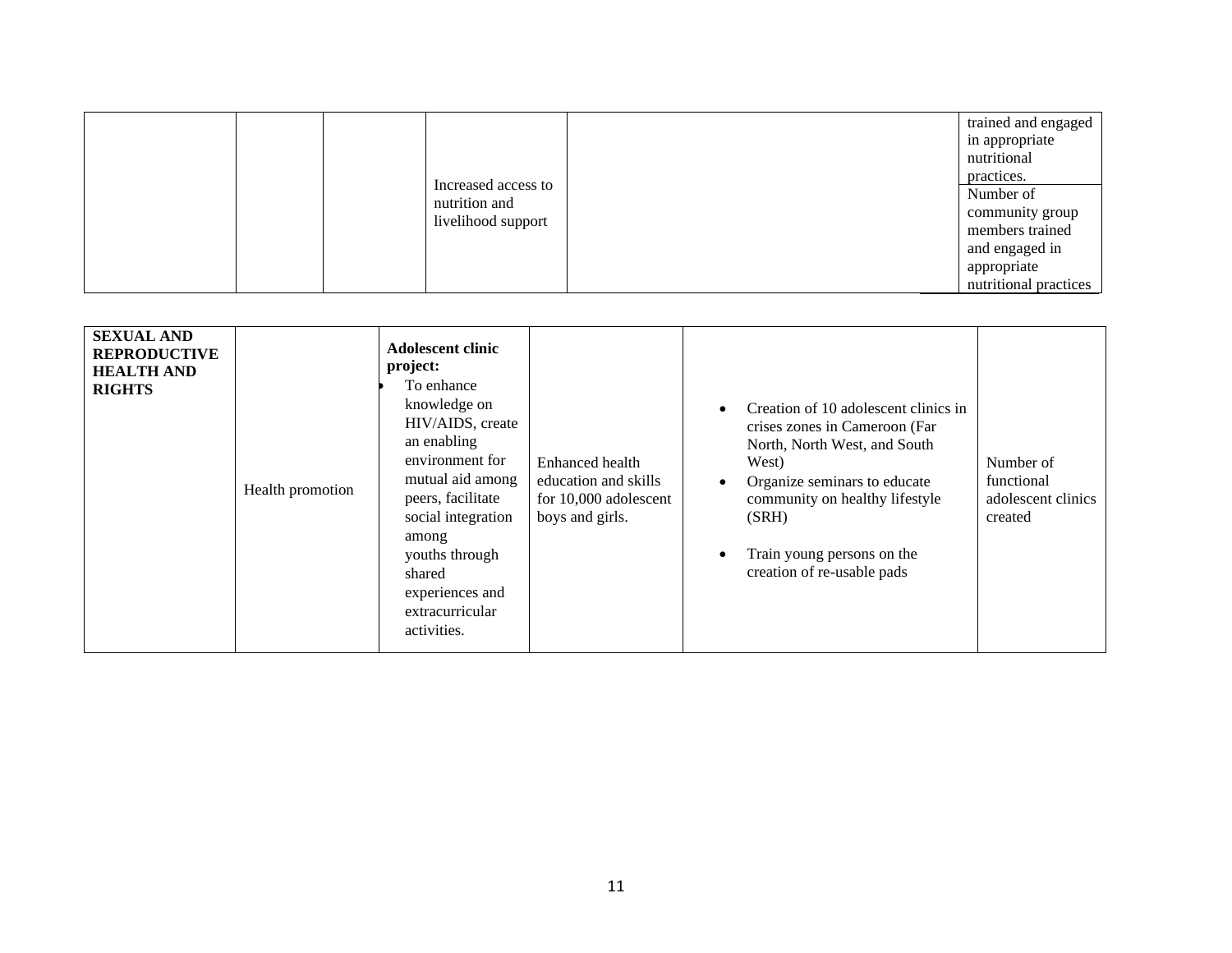| | | | | | |
|---|---|---|---|---|---|
| | | | Increased access to nutrition and livelihood support | | trained and engaged in appropriate nutritional practices. |
| | | | | | Number of community group members trained and engaged in appropriate nutritional practices |

| | | | | | |
|---|---|---|---|---|---|
| **SEXUAL AND REPRODUCTIVE HEALTH AND RIGHTS** | Health promotion | **Adolescent clinic project:**<br>• To enhance knowledge on HIV/AIDS, create an enabling environment for mutual aid among peers, facilitate social integration among youths through shared experiences and extracurricular activities. | Enhanced health education and skills for 10,000 adolescent boys and girls. | • Creation of 10 adolescent clinics in crises zones in Cameroon (Far North, North West, and South West)<br>• Organize seminars to educate community on healthy lifestyle (SRH)<br>• Train young persons on the creation of re-usable pads | Number of functional adolescent clinics created |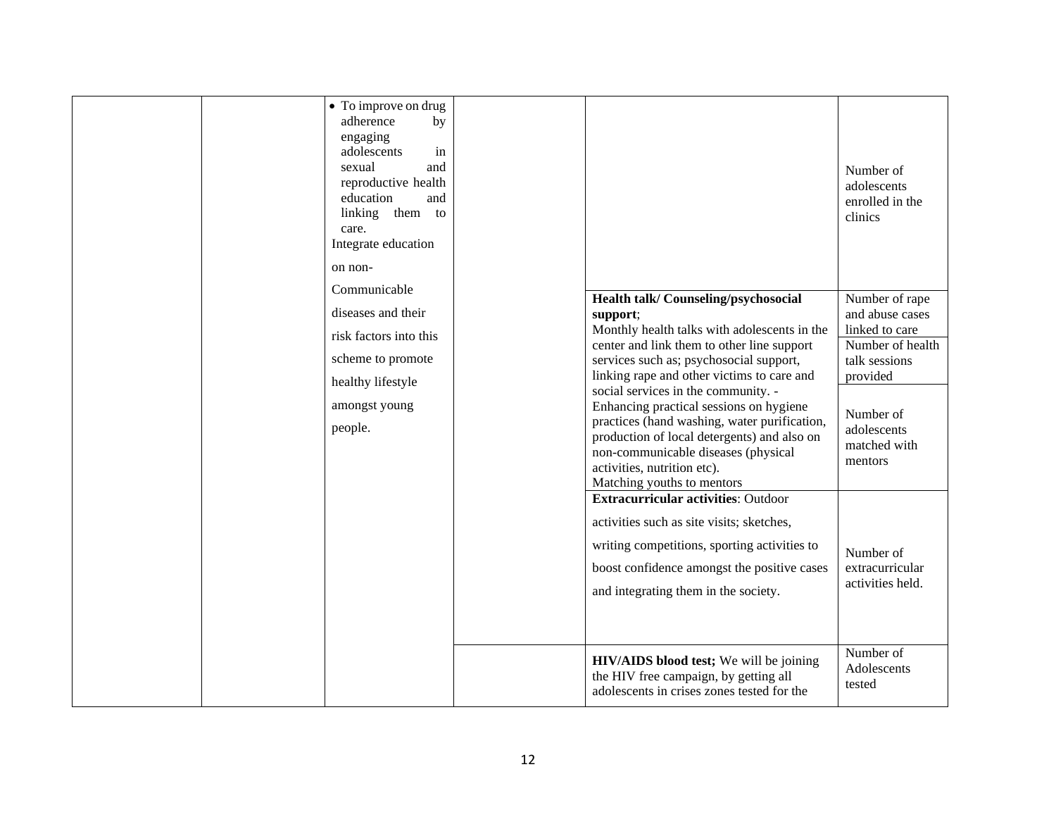| | | | | | |
|---|---|---|---|---|---|
| | | • To improve on drug adherence by engaging adolescents in sexual and reproductive health education and linking them to care.<br>Integrate education on non-Communicable diseases and their risk factors into this scheme to promote healthy lifestyle amongst young people. | | | Number of adolescents enrolled in the clinics |
| | | | | **Health talk/ Counseling/psychosocial support**;<br>Monthly health talks with adolescents in the center and link them to other line support services such as; psychosocial support, linking rape and other victims to care and social services in the community. - Enhancing practical sessions on hygiene practices (hand washing, water purification, production of local detergents) and also on non-communicable diseases (physical activities, nutrition etc).<br>Matching youths to mentors | Number of rape and abuse cases linked to care |
| | | | | | Number of health talk sessions provided |
| | | | | | Number of adolescents matched with mentors |
| | | | | **Extracurricular activities**: Outdoor activities such as site visits; sketches, writing competitions, sporting activities to boost confidence amongst the positive cases and integrating them in the society. | Number of extracurricular activities held. |
| | | | | **HIV/AIDS blood test;** We will be joining the HIV free campaign, by getting all adolescents in crises zones tested for the | Number of Adolescents tested |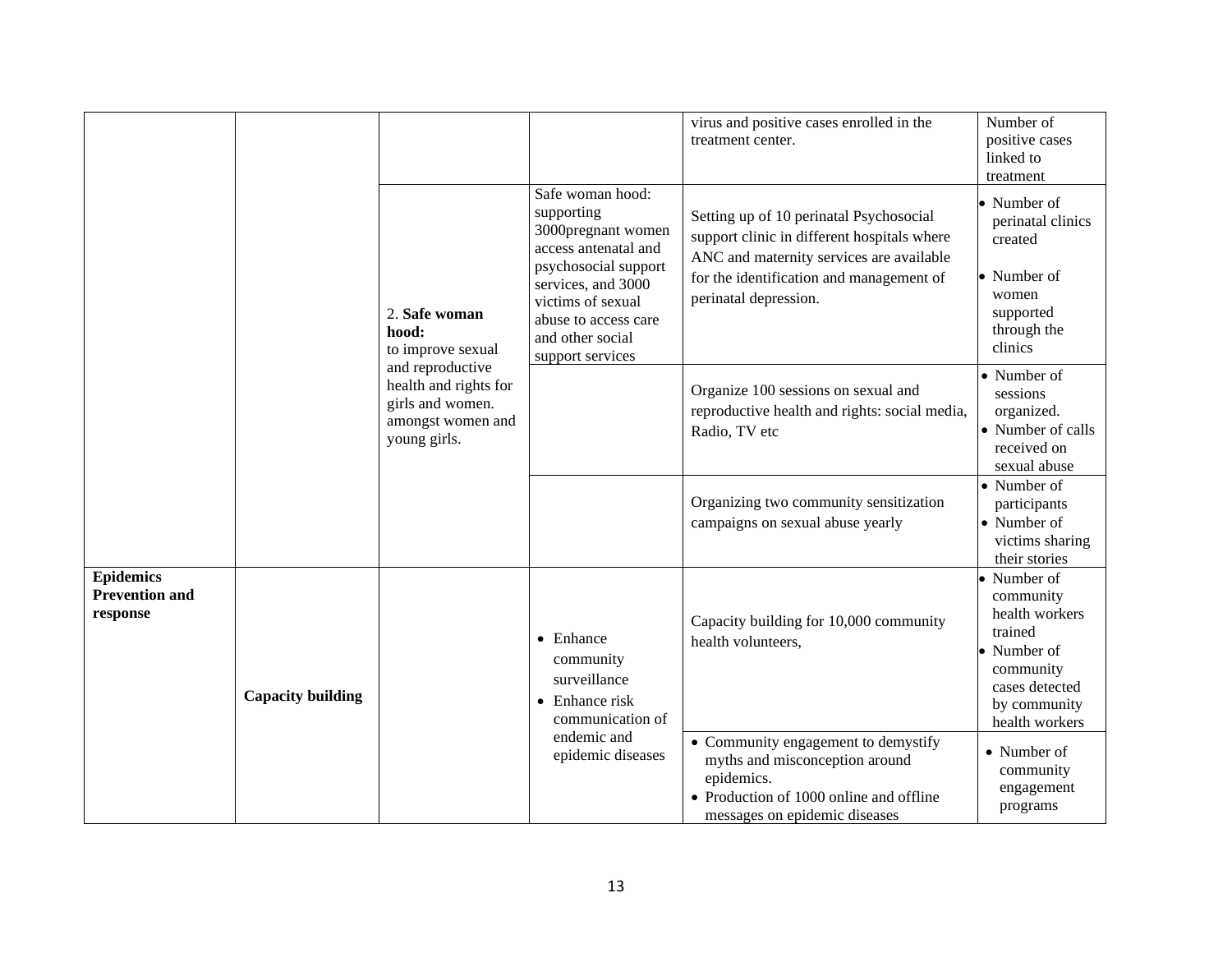| | | | | | |
|---|---|---|---|---|---|
| | | | | virus and positive cases enrolled in the treatment center. | Number of positive cases linked to treatment |
| | | 2. **Safe woman hood:** to improve sexual and reproductive health and rights for girls and women. amongst women and young girls. | Safe woman hood: supporting 3000pregnant women access antenatal and psychosocial support services, and 3000 victims of sexual abuse to access care and other social support services | Setting up of 10 perinatal Psychosocial support clinic in different hospitals where ANC and maternity services are available for the identification and management of perinatal depression. | • Number of perinatal clinics created<br>• Number of women supported through the clinics |
| | | | | Organize 100 sessions on sexual and reproductive health and rights: social media, Radio, TV etc | • Number of sessions organized.<br>• Number of calls received on sexual abuse |
| | | | | Organizing two community sensitization campaigns on sexual abuse yearly | • Number of participants<br>• Number of victims sharing their stories |
| **Epidemics Prevention and response** | **Capacity building** | | • Enhance community surveillance<br>• Enhance risk communication of endemic and epidemic diseases | Capacity building for 10,000 community health volunteers, | • Number of community health workers trained<br>• Number of community cases detected by community health workers |
| | | | | • Community engagement to demystify myths and misconception around epidemics.<br>• Production of 1000 online and offline messages on epidemic diseases | • Number of community engagement programs |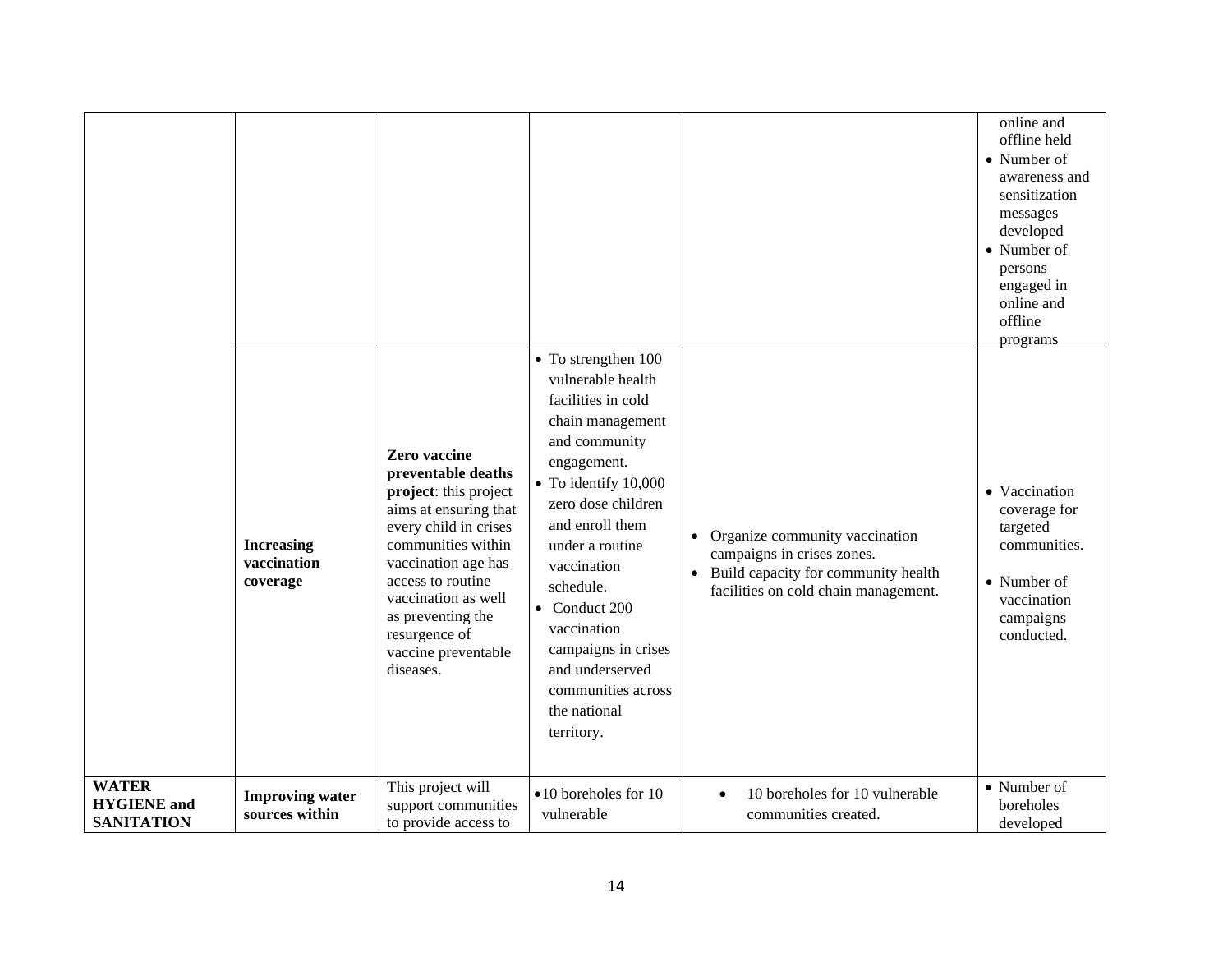| | | | | | |
|---|---|---|---|---|---|
| | | | | | online and offline held<br>• Number of awareness and sensitization messages developed<br>• Number of persons engaged in online and offline programs |
| | **Increasing vaccination coverage** | **Zero vaccine preventable deaths project**: this project aims at ensuring that every child in crises communities within vaccination age has access to routine vaccination as well as preventing the resurgence of vaccine preventable diseases. | • To strengthen 100 vulnerable health facilities in cold chain management and community engagement.<br>• To identify 10,000 zero dose children and enroll them under a routine vaccination schedule.<br>• Conduct 200 vaccination campaigns in crises and underserved communities across the national territory. | • Organize community vaccination campaigns in crises zones.<br>• Build capacity for community health facilities on cold chain management. | • Vaccination coverage for targeted communities.<br>• Number of vaccination campaigns conducted. |
| **WATER HYGIENE and SANITATION** | **Improving water sources within** | This project will support communities to provide access to | • 10 boreholes for 10 vulnerable | • 10 boreholes for 10 vulnerable communities created. | • Number of boreholes developed |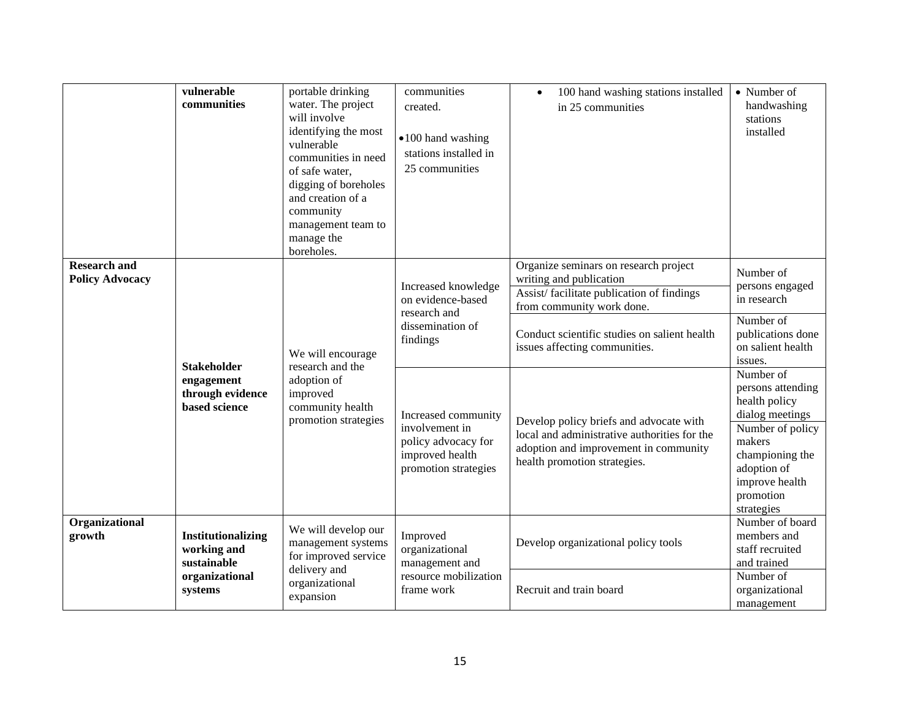| | | | | | |
|---|---|---|---|---|---|
| | **vulnerable communities** | portable drinking water. The project will involve identifying the most vulnerable communities in need of safe water, digging of boreholes and creation of a community management team to manage the boreholes. | communities created.<br>• 100 hand washing stations installed in 25 communities | • 100 hand washing stations installed in 25 communities | • Number of handwashing stations installed |
| **Research and Policy Advocacy** | **Stakeholder engagement through evidence based science** | We will encourage research and the adoption of improved community health promotion strategies | Increased knowledge on evidence-based research and dissemination of findings | Organize seminars on research project writing and publication<br>Assist/ facilitate publication of findings from community work done. | Number of persons engaged in research |
| | | | | Conduct scientific studies on salient health issues affecting communities. | Number of publications done on salient health issues. |
| | | | Increased community involvement in policy advocacy for improved health promotion strategies | Develop policy briefs and advocate with local and administrative authorities for the adoption and improvement in community health promotion strategies. | Number of persons attending health policy dialog meetings |
| | | | | | Number of policy makers championing the adoption of improve health promotion strategies |
| **Organizational growth** | **Institutionalizing working and sustainable organizational systems** | We will develop our management systems for improved service delivery and organizational expansion | Improved organizational management and resource mobilization frame work | Develop organizational policy tools | Number of board members and staff recruited and trained |
| | | | | Recruit and train board | Number of organizational management |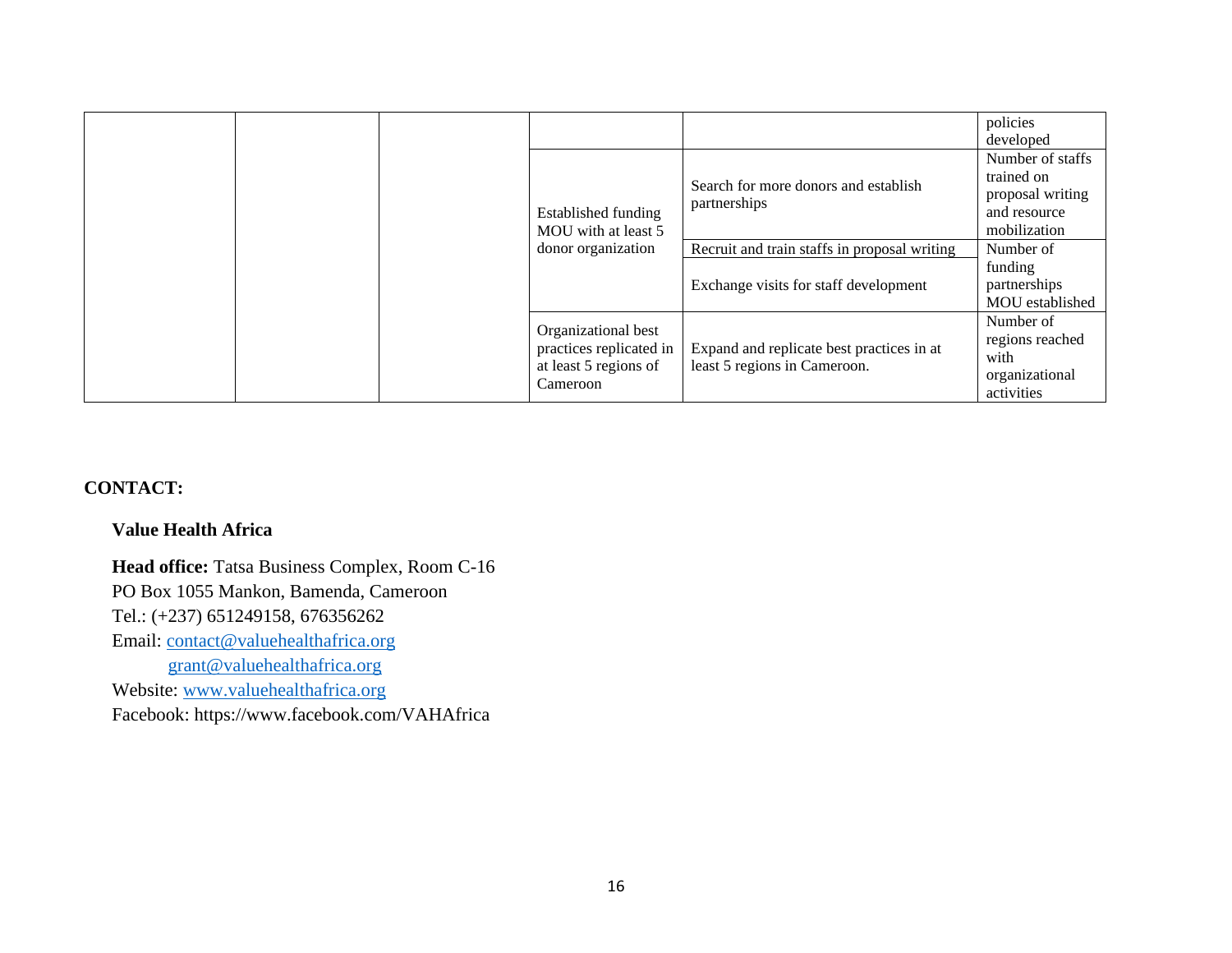| | | | | | |
|---|---|---|---|---|---|
| | | | | | policies developed |
| | | | Established funding MOU with at least 5 donor organization | Search for more donors and establish partnerships | Number of staffs trained on proposal writing and resource mobilization |
| | | | | Recruit and train staffs in proposal writing | Number of funding partnerships MOU established |
| | | | | Exchange visits for staff development | |
| | | | Organizational best practices replicated in at least 5 regions of Cameroon | Expand and replicate best practices in at least 5 regions in Cameroon. | Number of regions reached with organizational activities |

**CONTACT:**

**Value Health Africa**

**Head office:** Tatsa Business Complex, Room C-16
PO Box 1055 Mankon, Bamenda, Cameroon
Tel.: (+237) 651249158, 676356262
Email: contact@valuehealthafrica.org
grant@valuehealthafrica.org
Website: www.valuehealthafrica.org
Facebook: https://www.facebook.com/VAHAfrica